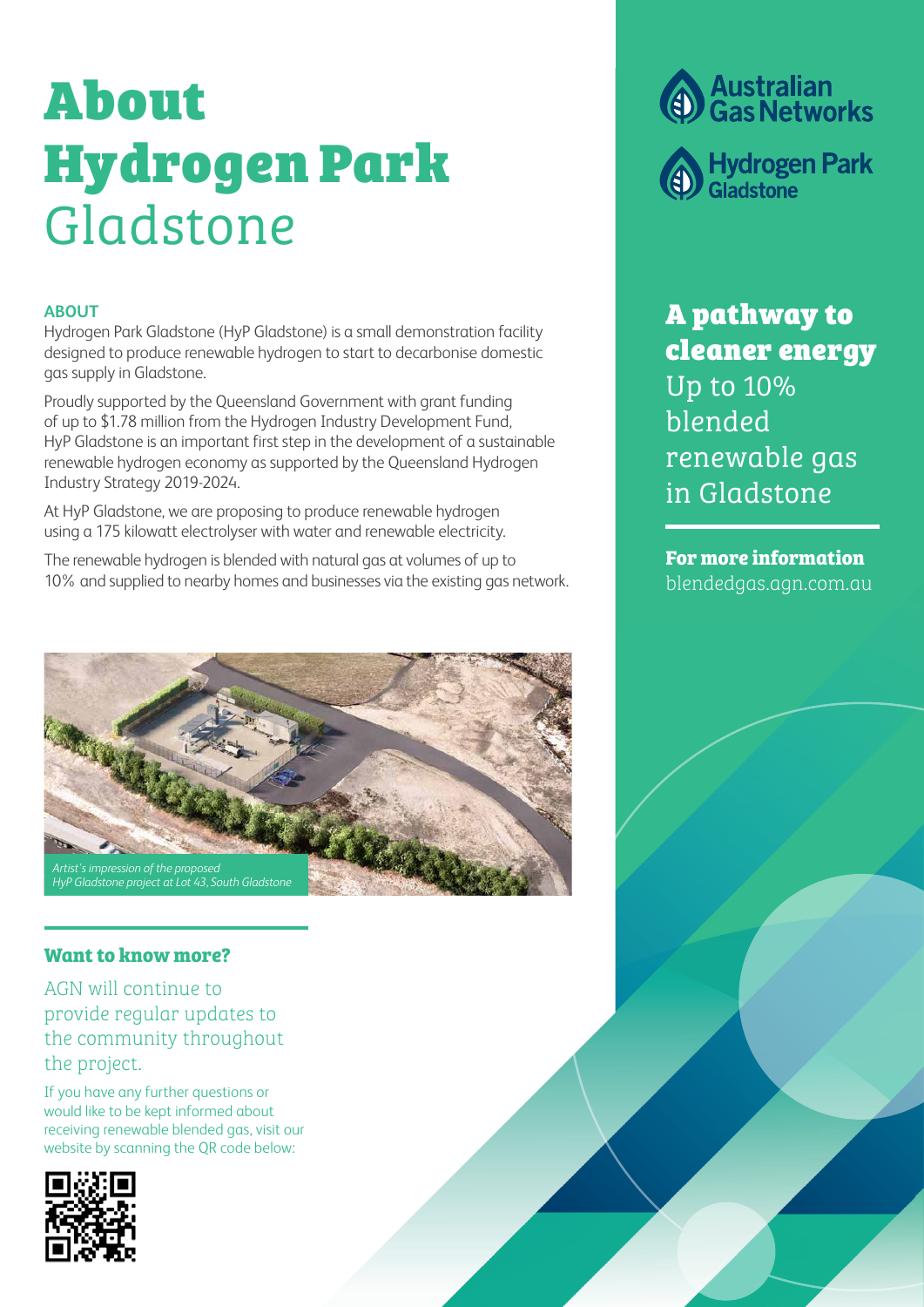# About Hydrogen Park Gladstone

## ABOUT

Hydrogen Park Gladstone (HyP Gladstone) is a small demonstration facility designed to produce renewable hydrogen to start to decarbonise domestic gas supply in Gladstone.

Proudly supported by the Queensland Government with grant funding of up to $1.78 million from the Hydrogen Industry Development Fund, HyP Gladstone is an important first step in the development of a sustainable renewable hydrogen economy as supported by the Queensland Hydrogen Industry Strategy 2019-2024.

At HyP Gladstone, we are proposing to produce renewable hydrogen using a 175 kilowatt electrolyser with water and renewable electricity.

The renewable hydrogen is blended with natural gas at volumes of up to 10% and supplied to nearby homes and businesses via the existing gas network.

*Artist's impression of the proposed HyP Gladstone project at Lot 43, South Gladstone*

### Want to know more?

AGN will continue to provide regular updates to the community throughout the project.

If you have any further questions or would like to be kept informed about receiving renewable blended gas, visit our website by scanning the QR code below:

Australian Gas Networks

Hydrogen Park Gladstone

**A pathway to cleaner energy**

Up to 10% blended renewable gas in Gladstone

**For more information**

blendedgas.agn.com.au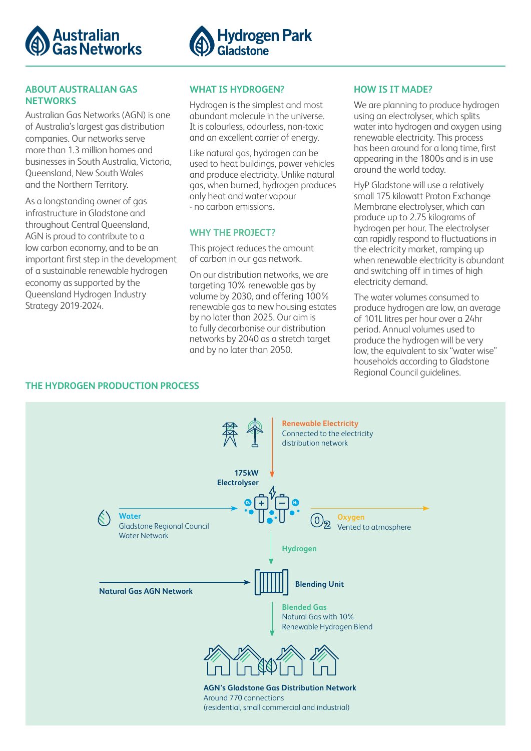Australian Gas Networks | Hydrogen Park Gladstone

## ABOUT AUSTRALIAN GAS NETWORKS

Australian Gas Networks (AGN) is one of Australia's largest gas distribution companies. Our networks serve more than 1.3 million homes and businesses in South Australia, Victoria, Queensland, New South Wales and the Northern Territory.

As a longstanding owner of gas infrastructure in Gladstone and throughout Central Queensland, AGN is proud to contribute to a low carbon economy, and to be an important first step in the development of a sustainable renewable hydrogen economy as supported by the Queensland Hydrogen Industry Strategy 2019-2024.

## WHAT IS HYDROGEN?

Hydrogen is the simplest and most abundant molecule in the universe. It is colourless, odourless, non-toxic and an excellent carrier of energy.

Like natural gas, hydrogen can be used to heat buildings, power vehicles and produce electricity. Unlike natural gas, when burned, hydrogen produces only heat and water vapour - no carbon emissions.

## WHY THE PROJECT?

This project reduces the amount of carbon in our gas network.

On our distribution networks, we are targeting 10% renewable gas by volume by 2030, and offering 100% renewable gas to new housing estates by no later than 2025. Our aim is to fully decarbonise our distribution networks by 2040 as a stretch target and by no later than 2050.

## HOW IS IT MADE?

We are planning to produce hydrogen using an electrolyser, which splits water into hydrogen and oxygen using renewable electricity. This process has been around for a long time, first appearing in the 1800s and is in use around the world today.

HyP Gladstone will use a relatively small 175 kilowatt Proton Exchange Membrane electrolyser, which can produce up to 2.75 kilograms of hydrogen per hour. The electrolyser can rapidly respond to fluctuations in the electricity market, ramping up when renewable electricity is abundant and switching off in times of high electricity demand.

The water volumes consumed to produce hydrogen are low, an average of 101L litres per hour over a 24hr period. Annual volumes used to produce the hydrogen will be very low, the equivalent to six "water wise" households according to Gladstone Regional Council guidelines.

## THE HYDROGEN PRODUCTION PROCESS

**Renewable Electricity**
Connected to the electricity distribution network

**175kW Electrolyser**

**Water**
Gladstone Regional Council Water Network

**Oxygen**
Vented to atmosphere

**Hydrogen**

**Natural Gas AGN Network**

**Blending Unit**

**Blended Gas**
Natural Gas with 10% Renewable Hydrogen Blend

**AGN's Gladstone Gas Distribution Network**
Around 770 connections
(residential, small commercial and industrial)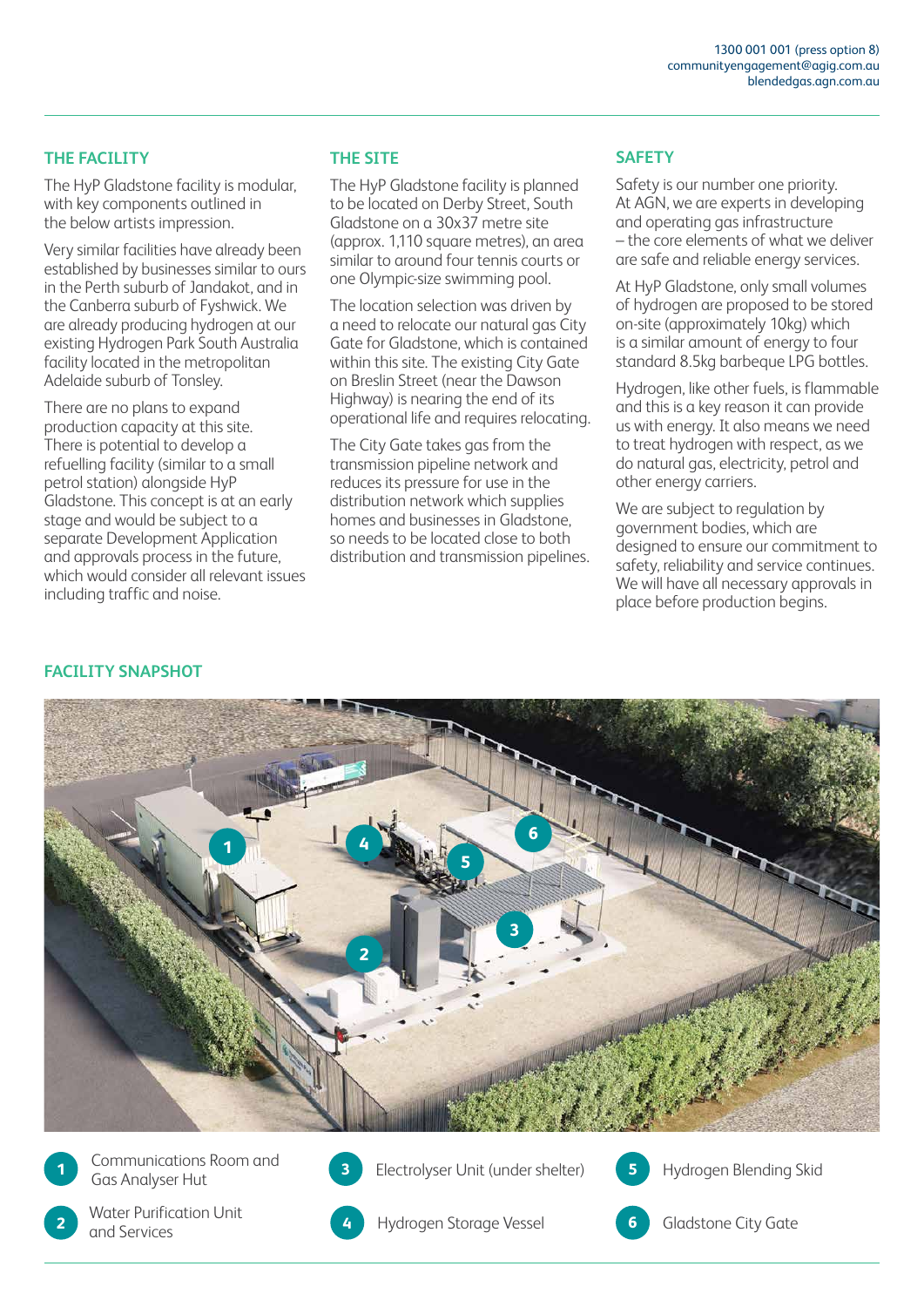1300 001 001 (press option 8)
communityengagement@agig.com.au
blendedgas.agn.com.au

## THE FACILITY

The HyP Gladstone facility is modular, with key components outlined in the below artists impression.

Very similar facilities have already been established by businesses similar to ours in the Perth suburb of Jandakot, and in the Canberra suburb of Fyshwick. We are already producing hydrogen at our existing Hydrogen Park South Australia facility located in the metropolitan Adelaide suburb of Tonsley.

There are no plans to expand production capacity at this site. There is potential to develop a refuelling facility (similar to a small petrol station) alongside HyP Gladstone. This concept is at an early stage and would be subject to a separate Development Application and approvals process in the future, which would consider all relevant issues including traffic and noise.

## THE SITE

The HyP Gladstone facility is planned to be located on Derby Street, South Gladstone on a 30x37 metre site (approx. 1,110 square metres), an area similar to around four tennis courts or one Olympic-size swimming pool.

The location selection was driven by a need to relocate our natural gas City Gate for Gladstone, which is contained within this site. The existing City Gate on Breslin Street (near the Dawson Highway) is nearing the end of its operational life and requires relocating.

The City Gate takes gas from the transmission pipeline network and reduces its pressure for use in the distribution network which supplies homes and businesses in Gladstone, so needs to be located close to both distribution and transmission pipelines.

## SAFETY

Safety is our number one priority. At AGN, we are experts in developing and operating gas infrastructure – the core elements of what we deliver are safe and reliable energy services.

At HyP Gladstone, only small volumes of hydrogen are proposed to be stored on-site (approximately 10kg) which is a similar amount of energy to four standard 8.5kg barbeque LPG bottles.

Hydrogen, like other fuels, is flammable and this is a key reason it can provide us with energy. It also means we need to treat hydrogen with respect, as we do natural gas, electricity, petrol and other energy carriers.

We are subject to regulation by government bodies, which are designed to ensure our commitment to safety, reliability and service continues. We will have all necessary approvals in place before production begins.

## FACILITY SNAPSHOT

1. Communications Room and Gas Analyser Hut
2. Water Purification Unit and Services
3. Electrolyser Unit (under shelter)
4. Hydrogen Storage Vessel
5. Hydrogen Blending Skid
6. Gladstone City Gate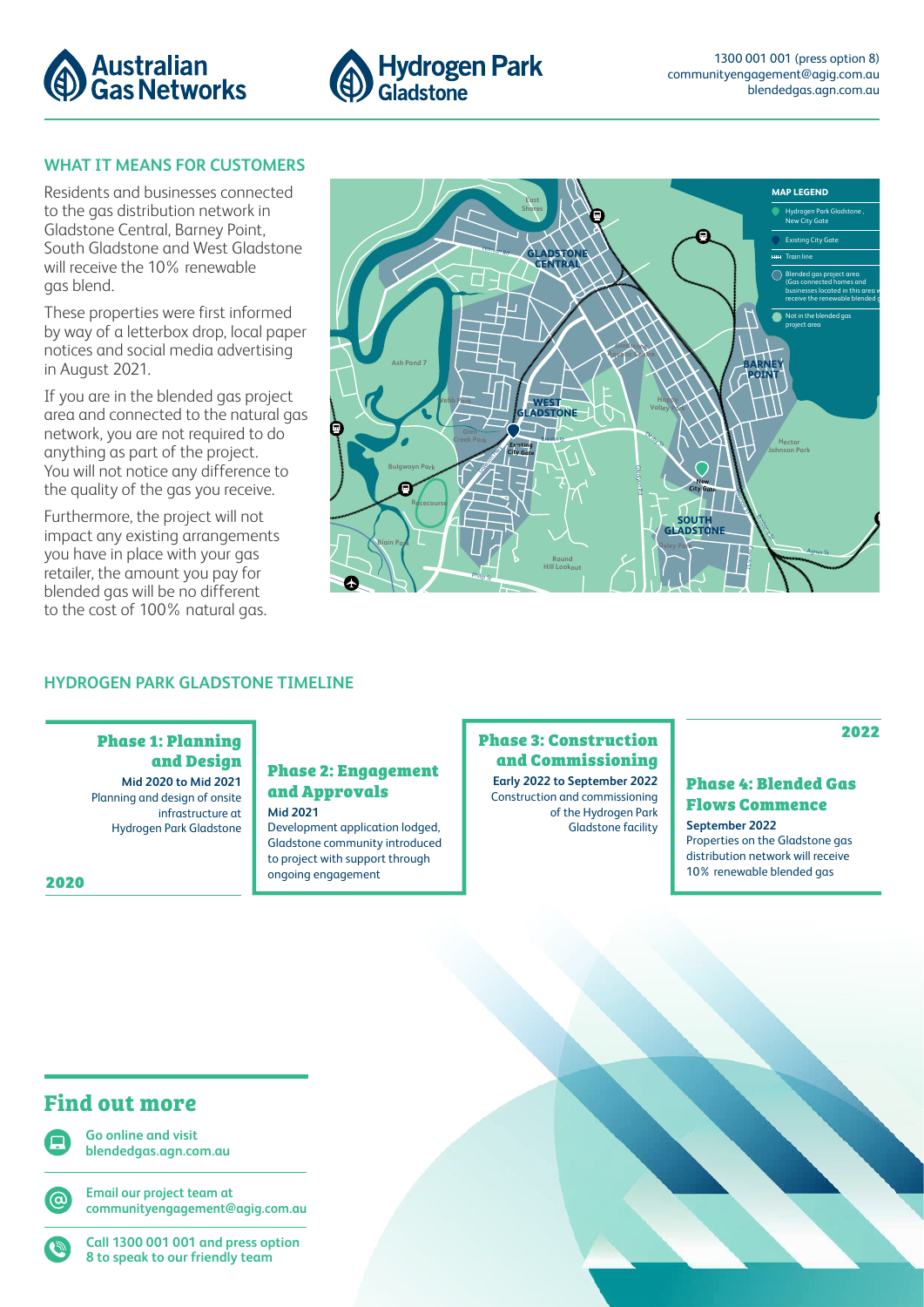1300 001 001 (press option 8)
communityengagement@agig.com.au
blendedgas.agn.com.au

## WHAT IT MEANS FOR CUSTOMERS

Residents and businesses connected to the gas distribution network in Gladstone Central, Barney Point, South Gladstone and West Gladstone will receive the 10% renewable gas blend.

These properties were first informed by way of a letterbox drop, local paper notices and social media advertising in August 2021.

If you are in the blended gas project area and connected to the natural gas network, you are not required to do anything as part of the project. You will not notice any difference to the quality of the gas you receive.

Furthermore, the project will not impact any existing arrangements you have in place with your gas retailer, the amount you pay for blended gas will be no different to the cost of 100% natural gas.

MAP LEGEND
Hydrogen Park Gladstone, New City Gate
Existing City Gate
Train line
Blended gas project area (Gas connected homes and businesses located in this area will receive the renewable blended gas)
Not in the blended gas project area

GLADSTONE CENTRAL
BARNEY POINT
WEST GLADSTONE
SOUTH GLADSTONE
Existing City Gate
New City Gate

## HYDROGEN PARK GLADSTONE TIMELINE

2020

### Phase 1: Planning and Design

**Mid 2020 to Mid 2021**
Planning and design of onsite infrastructure at Hydrogen Park Gladstone

### Phase 2: Engagement and Approvals

**Mid 2021**
Development application lodged, Gladstone community introduced to project with support through ongoing engagement

### Phase 3: Construction and Commissioning

**Early 2022 to September 2022**
Construction and commissioning of the Hydrogen Park Gladstone facility

2022

### Phase 4: Blended Gas Flows Commence

**September 2022**
Properties on the Gladstone gas distribution network will receive 10% renewable blended gas

## Find out more

**Go online and visit blendedgas.agn.com.au**

**Email our project team at communityengagement@agig.com.au**

**Call 1300 001 001 and press option 8 to speak to our friendly team**